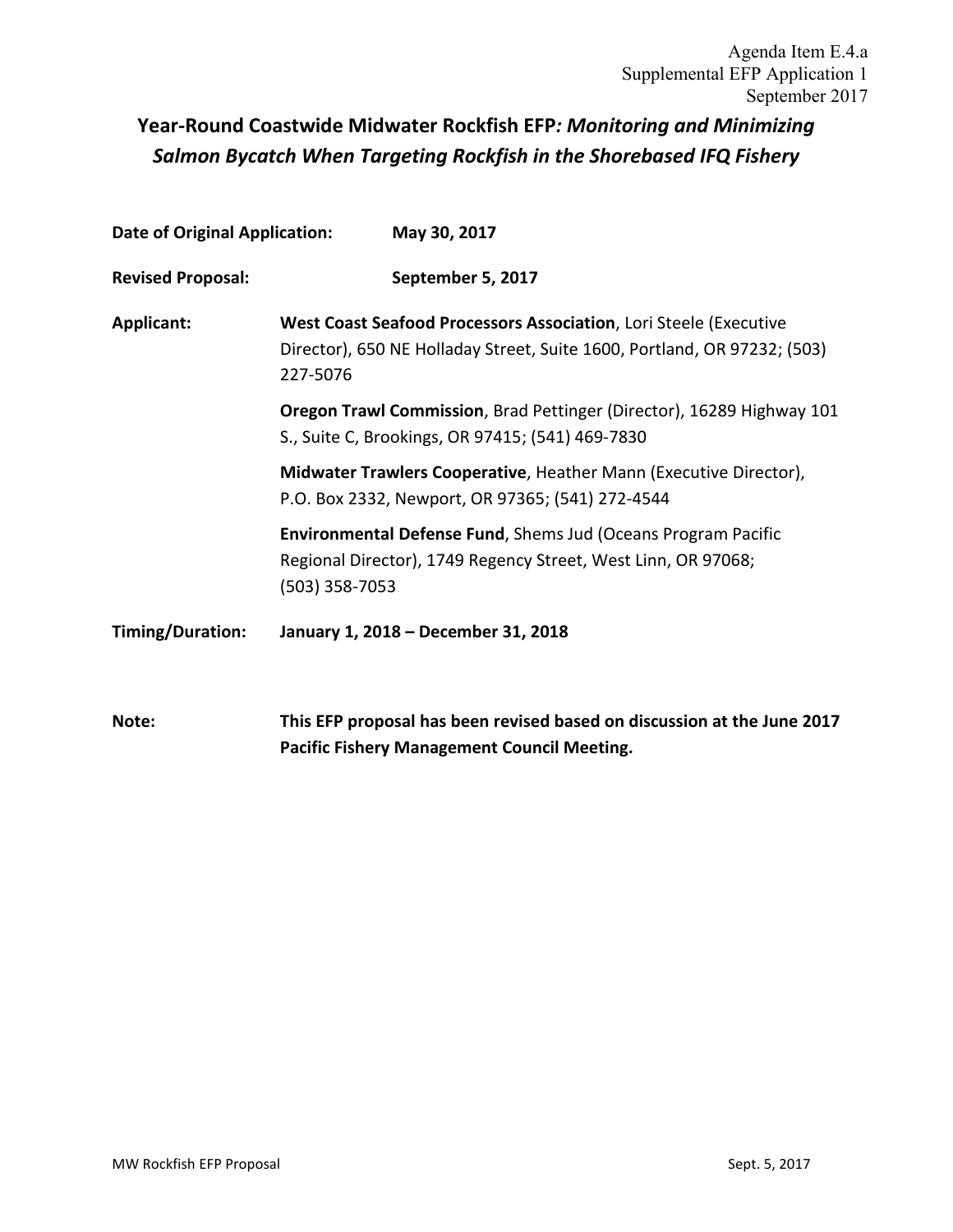Agenda Item E.4.a
Supplemental EFP Application 1
September 2017

# Year-Round Coastwide Midwater Rockfish EFP*: Monitoring and Minimizing Salmon Bycatch When Targeting Rockfish in the Shorebased IFQ Fishery*

**Date of Original Application:** **May 30, 2017**

**Revised Proposal:** **September 5, 2017**

**Applicant:** **West Coast Seafood Processors Association**, Lori Steele (Executive Director), 650 NE Holladay Street, Suite 1600, Portland, OR 97232; (503) 227-5076

**Oregon Trawl Commission**, Brad Pettinger (Director), 16289 Highway 101 S., Suite C, Brookings, OR 97415; (541) 469-7830

**Midwater Trawlers Cooperative**, Heather Mann (Executive Director), P.O. Box 2332, Newport, OR 97365; (541) 272-4544

**Environmental Defense Fund**, Shems Jud (Oceans Program Pacific Regional Director), 1749 Regency Street, West Linn, OR 97068; (503) 358-7053

**Timing/Duration:** **January 1, 2018 – December 31, 2018**

**Note:** **This EFP proposal has been revised based on discussion at the June 2017 Pacific Fishery Management Council Meeting.**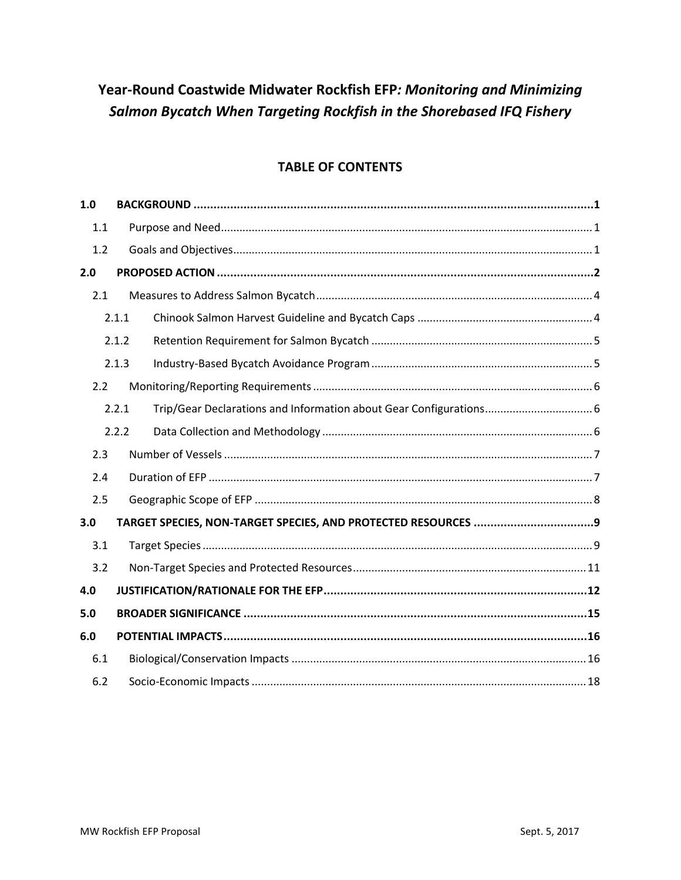# Year-Round Coastwide Midwater Rockfish EFP: *Monitoring and Minimizing Salmon Bycatch When Targeting Rockfish in the Shorebased IFQ Fishery*

## TABLE OF CONTENTS

**1.0 BACKGROUND** .......... **1**

- 1.1 Purpose and Need .......... 1
- 1.2 Goals and Objectives .......... 1

**2.0 PROPOSED ACTION** .......... **2**

- 2.1 Measures to Address Salmon Bycatch .......... 4
  - 2.1.1 Chinook Salmon Harvest Guideline and Bycatch Caps .......... 4
  - 2.1.2 Retention Requirement for Salmon Bycatch .......... 5
  - 2.1.3 Industry-Based Bycatch Avoidance Program .......... 5
- 2.2 Monitoring/Reporting Requirements .......... 6
  - 2.2.1 Trip/Gear Declarations and Information about Gear Configurations .......... 6
  - 2.2.2 Data Collection and Methodology .......... 6
- 2.3 Number of Vessels .......... 7
- 2.4 Duration of EFP .......... 7
- 2.5 Geographic Scope of EFP .......... 8

**3.0 TARGET SPECIES, NON-TARGET SPECIES, AND PROTECTED RESOURCES** .......... **9**

- 3.1 Target Species .......... 9
- 3.2 Non-Target Species and Protected Resources .......... 11

**4.0 JUSTIFICATION/RATIONALE FOR THE EFP** .......... **12**

**5.0 BROADER SIGNIFICANCE** .......... **15**

**6.0 POTENTIAL IMPACTS** .......... **16**

- 6.1 Biological/Conservation Impacts .......... 16
- 6.2 Socio-Economic Impacts .......... 18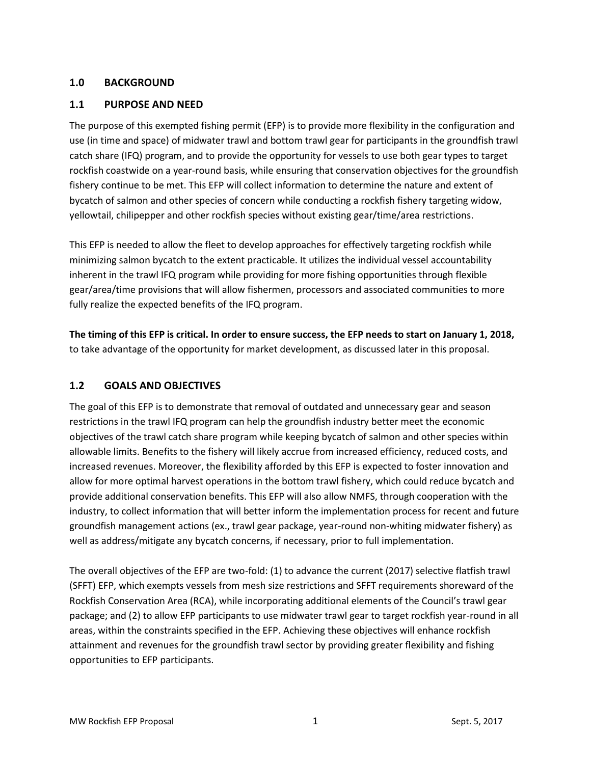## 1.0 BACKGROUND

### 1.1 PURPOSE AND NEED

The purpose of this exempted fishing permit (EFP) is to provide more flexibility in the configuration and use (in time and space) of midwater trawl and bottom trawl gear for participants in the groundfish trawl catch share (IFQ) program, and to provide the opportunity for vessels to use both gear types to target rockfish coastwide on a year-round basis, while ensuring that conservation objectives for the groundfish fishery continue to be met. This EFP will collect information to determine the nature and extent of bycatch of salmon and other species of concern while conducting a rockfish fishery targeting widow, yellowtail, chilipepper and other rockfish species without existing gear/time/area restrictions.

This EFP is needed to allow the fleet to develop approaches for effectively targeting rockfish while minimizing salmon bycatch to the extent practicable. It utilizes the individual vessel accountability inherent in the trawl IFQ program while providing for more fishing opportunities through flexible gear/area/time provisions that will allow fishermen, processors and associated communities to more fully realize the expected benefits of the IFQ program.

**The timing of this EFP is critical. In order to ensure success, the EFP needs to start on January 1, 2018,** to take advantage of the opportunity for market development, as discussed later in this proposal.

### 1.2 GOALS AND OBJECTIVES

The goal of this EFP is to demonstrate that removal of outdated and unnecessary gear and season restrictions in the trawl IFQ program can help the groundfish industry better meet the economic objectives of the trawl catch share program while keeping bycatch of salmon and other species within allowable limits. Benefits to the fishery will likely accrue from increased efficiency, reduced costs, and increased revenues. Moreover, the flexibility afforded by this EFP is expected to foster innovation and allow for more optimal harvest operations in the bottom trawl fishery, which could reduce bycatch and provide additional conservation benefits. This EFP will also allow NMFS, through cooperation with the industry, to collect information that will better inform the implementation process for recent and future groundfish management actions (ex., trawl gear package, year-round non-whiting midwater fishery) as well as address/mitigate any bycatch concerns, if necessary, prior to full implementation.

The overall objectives of the EFP are two-fold: (1) to advance the current (2017) selective flatfish trawl (SFFT) EFP, which exempts vessels from mesh size restrictions and SFFT requirements shoreward of the Rockfish Conservation Area (RCA), while incorporating additional elements of the Council's trawl gear package; and (2) to allow EFP participants to use midwater trawl gear to target rockfish year-round in all areas, within the constraints specified in the EFP. Achieving these objectives will enhance rockfish attainment and revenues for the groundfish trawl sector by providing greater flexibility and fishing opportunities to EFP participants.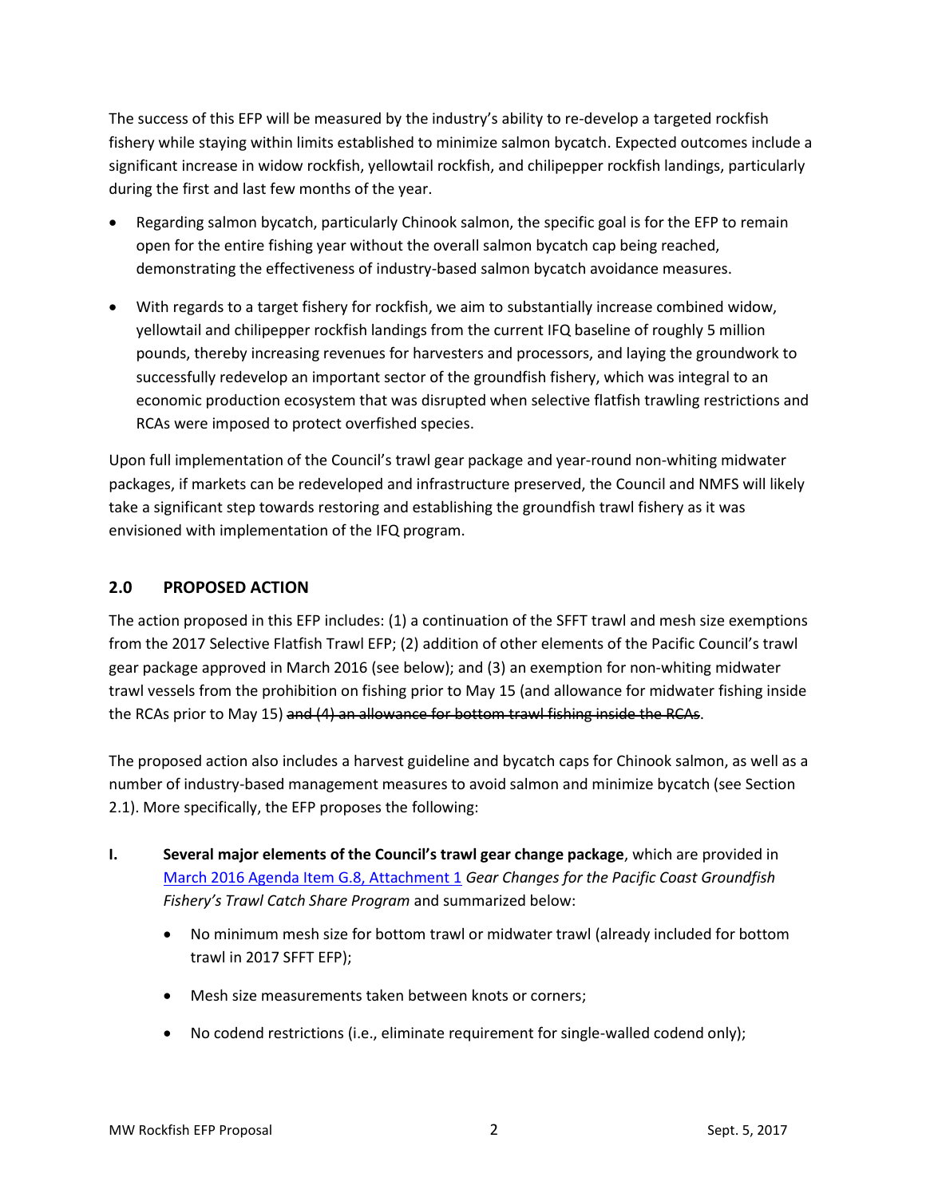The success of this EFP will be measured by the industry's ability to re-develop a targeted rockfish fishery while staying within limits established to minimize salmon bycatch. Expected outcomes include a significant increase in widow rockfish, yellowtail rockfish, and chilipepper rockfish landings, particularly during the first and last few months of the year.

- Regarding salmon bycatch, particularly Chinook salmon, the specific goal is for the EFP to remain open for the entire fishing year without the overall salmon bycatch cap being reached, demonstrating the effectiveness of industry-based salmon bycatch avoidance measures.
- With regards to a target fishery for rockfish, we aim to substantially increase combined widow, yellowtail and chilipepper rockfish landings from the current IFQ baseline of roughly 5 million pounds, thereby increasing revenues for harvesters and processors, and laying the groundwork to successfully redevelop an important sector of the groundfish fishery, which was integral to an economic production ecosystem that was disrupted when selective flatfish trawling restrictions and RCAs were imposed to protect overfished species.

Upon full implementation of the Council's trawl gear package and year-round non-whiting midwater packages, if markets can be redeveloped and infrastructure preserved, the Council and NMFS will likely take a significant step towards restoring and establishing the groundfish trawl fishery as it was envisioned with implementation of the IFQ program.

## 2.0 PROPOSED ACTION

The action proposed in this EFP includes: (1) a continuation of the SFFT trawl and mesh size exemptions from the 2017 Selective Flatfish Trawl EFP; (2) addition of other elements of the Pacific Council's trawl gear package approved in March 2016 (see below); and (3) an exemption for non-whiting midwater trawl vessels from the prohibition on fishing prior to May 15 (and allowance for midwater fishing inside the RCAs prior to May 15) ~~and (4) an allowance for bottom trawl fishing inside the RCAs~~.

The proposed action also includes a harvest guideline and bycatch caps for Chinook salmon, as well as a number of industry-based management measures to avoid salmon and minimize bycatch (see Section 2.1). More specifically, the EFP proposes the following:

**I. Several major elements of the Council's trawl gear change package**, which are provided in March 2016 Agenda Item G.8, Attachment 1 *Gear Changes for the Pacific Coast Groundfish Fishery's Trawl Catch Share Program* and summarized below:

- No minimum mesh size for bottom trawl or midwater trawl (already included for bottom trawl in 2017 SFFT EFP);
- Mesh size measurements taken between knots or corners;
- No codend restrictions (i.e., eliminate requirement for single-walled codend only);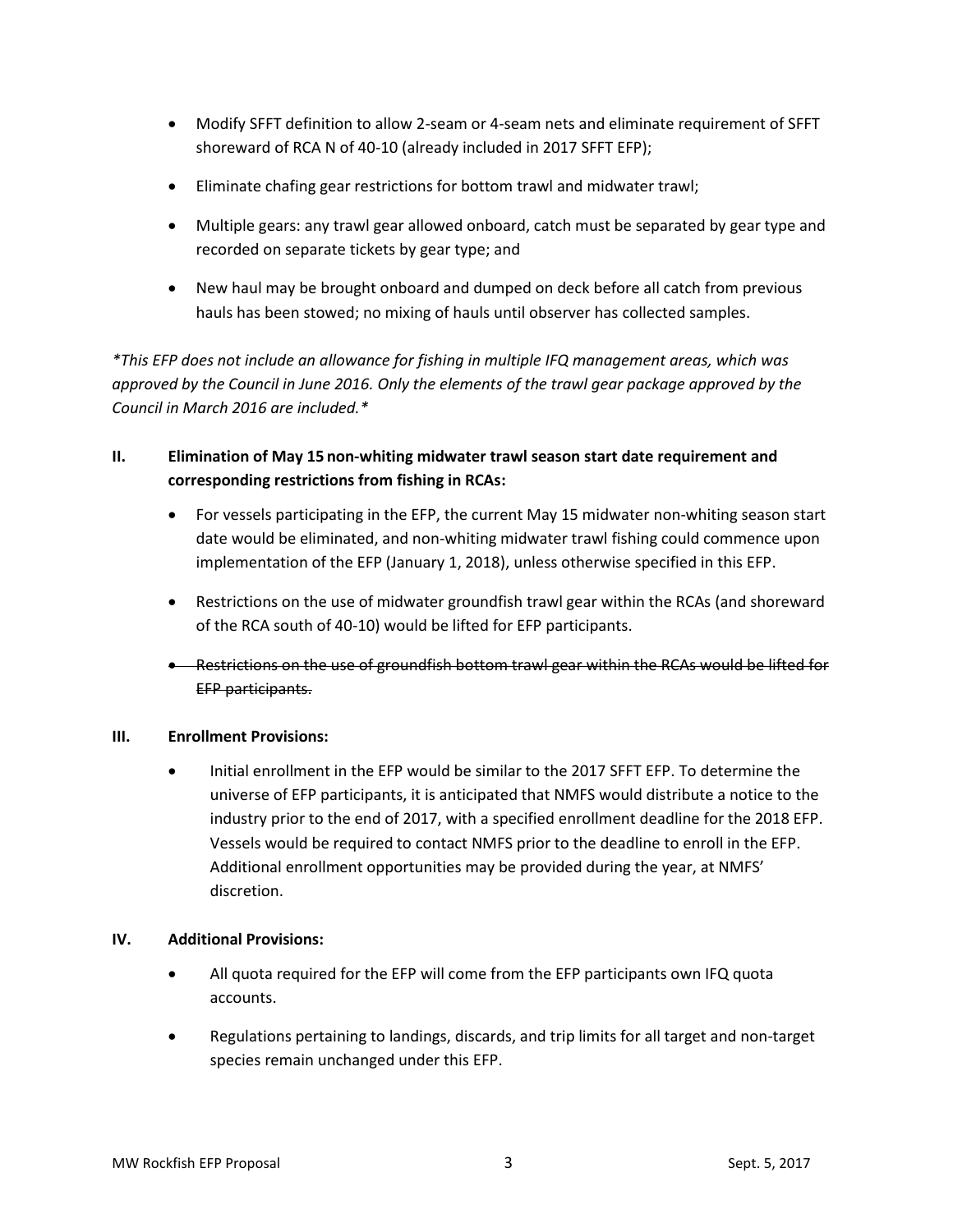- Modify SFFT definition to allow 2-seam or 4-seam nets and eliminate requirement of SFFT shoreward of RCA N of 40-10 (already included in 2017 SFFT EFP);
- Eliminate chafing gear restrictions for bottom trawl and midwater trawl;
- Multiple gears: any trawl gear allowed onboard, catch must be separated by gear type and recorded on separate tickets by gear type; and
- New haul may be brought onboard and dumped on deck before all catch from previous hauls has been stowed; no mixing of hauls until observer has collected samples.

*\*This EFP does not include an allowance for fishing in multiple IFQ management areas, which was approved by the Council in June 2016. Only the elements of the trawl gear package approved by the Council in March 2016 are included.\**

## II. Elimination of May 15 non-whiting midwater trawl season start date requirement and corresponding restrictions from fishing in RCAs:

- For vessels participating in the EFP, the current May 15 midwater non-whiting season start date would be eliminated, and non-whiting midwater trawl fishing could commence upon implementation of the EFP (January 1, 2018), unless otherwise specified in this EFP.
- Restrictions on the use of midwater groundfish trawl gear within the RCAs (and shoreward of the RCA south of 40-10) would be lifted for EFP participants.
- ~~Restrictions on the use of groundfish bottom trawl gear within the RCAs would be lifted for EFP participants.~~

## III. Enrollment Provisions:

- Initial enrollment in the EFP would be similar to the 2017 SFFT EFP. To determine the universe of EFP participants, it is anticipated that NMFS would distribute a notice to the industry prior to the end of 2017, with a specified enrollment deadline for the 2018 EFP. Vessels would be required to contact NMFS prior to the deadline to enroll in the EFP. Additional enrollment opportunities may be provided during the year, at NMFS' discretion.

## IV. Additional Provisions:

- All quota required for the EFP will come from the EFP participants own IFQ quota accounts.
- Regulations pertaining to landings, discards, and trip limits for all target and non-target species remain unchanged under this EFP.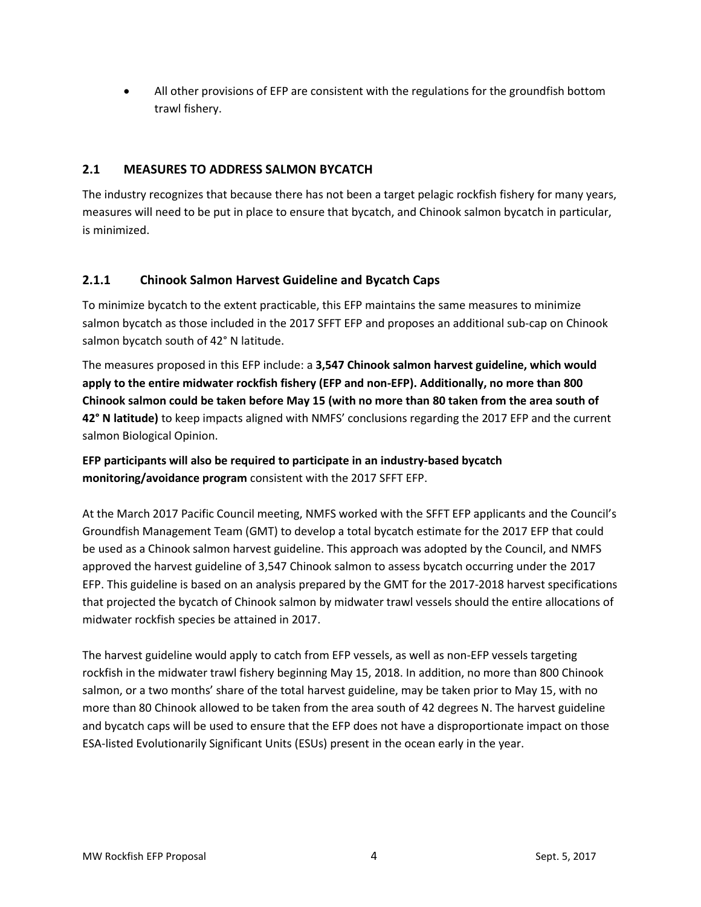- All other provisions of EFP are consistent with the regulations for the groundfish bottom trawl fishery.

## 2.1 MEASURES TO ADDRESS SALMON BYCATCH

The industry recognizes that because there has not been a target pelagic rockfish fishery for many years, measures will need to be put in place to ensure that bycatch, and Chinook salmon bycatch in particular, is minimized.

### 2.1.1 Chinook Salmon Harvest Guideline and Bycatch Caps

To minimize bycatch to the extent practicable, this EFP maintains the same measures to minimize salmon bycatch as those included in the 2017 SFFT EFP and proposes an additional sub-cap on Chinook salmon bycatch south of 42° N latitude.

The measures proposed in this EFP include: a **3,547 Chinook salmon harvest guideline, which would apply to the entire midwater rockfish fishery (EFP and non-EFP). Additionally, no more than 800 Chinook salmon could be taken before May 15 (with no more than 80 taken from the area south of 42° N latitude)** to keep impacts aligned with NMFS' conclusions regarding the 2017 EFP and the current salmon Biological Opinion.

**EFP participants will also be required to participate in an industry-based bycatch monitoring/avoidance program** consistent with the 2017 SFFT EFP.

At the March 2017 Pacific Council meeting, NMFS worked with the SFFT EFP applicants and the Council's Groundfish Management Team (GMT) to develop a total bycatch estimate for the 2017 EFP that could be used as a Chinook salmon harvest guideline. This approach was adopted by the Council, and NMFS approved the harvest guideline of 3,547 Chinook salmon to assess bycatch occurring under the 2017 EFP. This guideline is based on an analysis prepared by the GMT for the 2017-2018 harvest specifications that projected the bycatch of Chinook salmon by midwater trawl vessels should the entire allocations of midwater rockfish species be attained in 2017.

The harvest guideline would apply to catch from EFP vessels, as well as non-EFP vessels targeting rockfish in the midwater trawl fishery beginning May 15, 2018. In addition, no more than 800 Chinook salmon, or a two months' share of the total harvest guideline, may be taken prior to May 15, with no more than 80 Chinook allowed to be taken from the area south of 42 degrees N. The harvest guideline and bycatch caps will be used to ensure that the EFP does not have a disproportionate impact on those ESA-listed Evolutionarily Significant Units (ESUs) present in the ocean early in the year.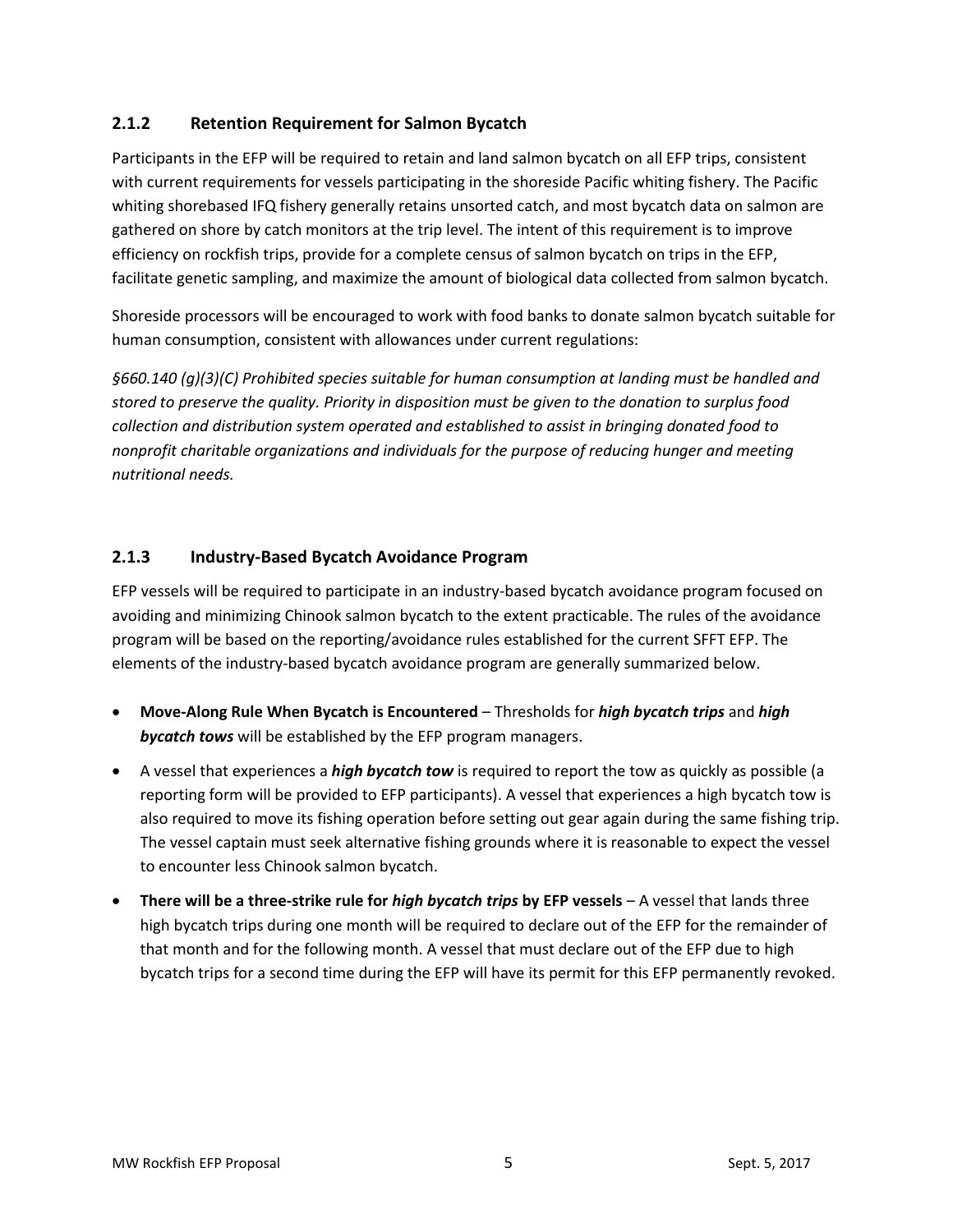### 2.1.2 Retention Requirement for Salmon Bycatch

Participants in the EFP will be required to retain and land salmon bycatch on all EFP trips, consistent with current requirements for vessels participating in the shoreside Pacific whiting fishery. The Pacific whiting shorebased IFQ fishery generally retains unsorted catch, and most bycatch data on salmon are gathered on shore by catch monitors at the trip level. The intent of this requirement is to improve efficiency on rockfish trips, provide for a complete census of salmon bycatch on trips in the EFP, facilitate genetic sampling, and maximize the amount of biological data collected from salmon bycatch.

Shoreside processors will be encouraged to work with food banks to donate salmon bycatch suitable for human consumption, consistent with allowances under current regulations:

*§660.140 (g)(3)(C) Prohibited species suitable for human consumption at landing must be handled and stored to preserve the quality. Priority in disposition must be given to the donation to surplus food collection and distribution system operated and established to assist in bringing donated food to nonprofit charitable organizations and individuals for the purpose of reducing hunger and meeting nutritional needs.*

### 2.1.3 Industry-Based Bycatch Avoidance Program

EFP vessels will be required to participate in an industry-based bycatch avoidance program focused on avoiding and minimizing Chinook salmon bycatch to the extent practicable. The rules of the avoidance program will be based on the reporting/avoidance rules established for the current SFFT EFP. The elements of the industry-based bycatch avoidance program are generally summarized below.

- **Move-Along Rule When Bycatch is Encountered** – Thresholds for ***high bycatch trips*** and ***high bycatch tows*** will be established by the EFP program managers.
- A vessel that experiences a ***high bycatch tow*** is required to report the tow as quickly as possible (a reporting form will be provided to EFP participants). A vessel that experiences a high bycatch tow is also required to move its fishing operation before setting out gear again during the same fishing trip. The vessel captain must seek alternative fishing grounds where it is reasonable to expect the vessel to encounter less Chinook salmon bycatch.
- **There will be a three-strike rule for *high bycatch trips* by EFP vessels** – A vessel that lands three high bycatch trips during one month will be required to declare out of the EFP for the remainder of that month and for the following month. A vessel that must declare out of the EFP due to high bycatch trips for a second time during the EFP will have its permit for this EFP permanently revoked.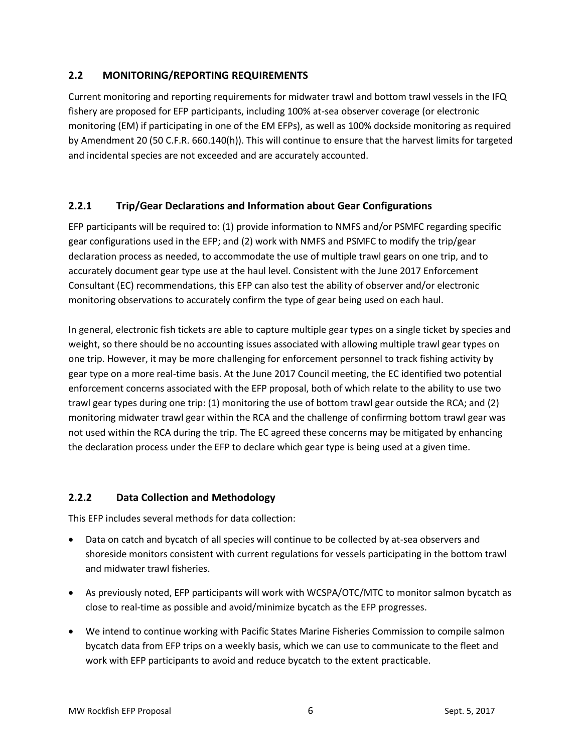## 2.2 MONITORING/REPORTING REQUIREMENTS

Current monitoring and reporting requirements for midwater trawl and bottom trawl vessels in the IFQ fishery are proposed for EFP participants, including 100% at-sea observer coverage (or electronic monitoring (EM) if participating in one of the EM EFPs), as well as 100% dockside monitoring as required by Amendment 20 (50 C.F.R. 660.140(h)). This will continue to ensure that the harvest limits for targeted and incidental species are not exceeded and are accurately accounted.

### 2.2.1 Trip/Gear Declarations and Information about Gear Configurations

EFP participants will be required to: (1) provide information to NMFS and/or PSMFC regarding specific gear configurations used in the EFP; and (2) work with NMFS and PSMFC to modify the trip/gear declaration process as needed, to accommodate the use of multiple trawl gears on one trip, and to accurately document gear type use at the haul level. Consistent with the June 2017 Enforcement Consultant (EC) recommendations, this EFP can also test the ability of observer and/or electronic monitoring observations to accurately confirm the type of gear being used on each haul.

In general, electronic fish tickets are able to capture multiple gear types on a single ticket by species and weight, so there should be no accounting issues associated with allowing multiple trawl gear types on one trip. However, it may be more challenging for enforcement personnel to track fishing activity by gear type on a more real-time basis. At the June 2017 Council meeting, the EC identified two potential enforcement concerns associated with the EFP proposal, both of which relate to the ability to use two trawl gear types during one trip: (1) monitoring the use of bottom trawl gear outside the RCA; and (2) monitoring midwater trawl gear within the RCA and the challenge of confirming bottom trawl gear was not used within the RCA during the trip. The EC agreed these concerns may be mitigated by enhancing the declaration process under the EFP to declare which gear type is being used at a given time.

### 2.2.2 Data Collection and Methodology

This EFP includes several methods for data collection:

- Data on catch and bycatch of all species will continue to be collected by at-sea observers and shoreside monitors consistent with current regulations for vessels participating in the bottom trawl and midwater trawl fisheries.
- As previously noted, EFP participants will work with WCSPA/OTC/MTC to monitor salmon bycatch as close to real-time as possible and avoid/minimize bycatch as the EFP progresses.
- We intend to continue working with Pacific States Marine Fisheries Commission to compile salmon bycatch data from EFP trips on a weekly basis, which we can use to communicate to the fleet and work with EFP participants to avoid and reduce bycatch to the extent practicable.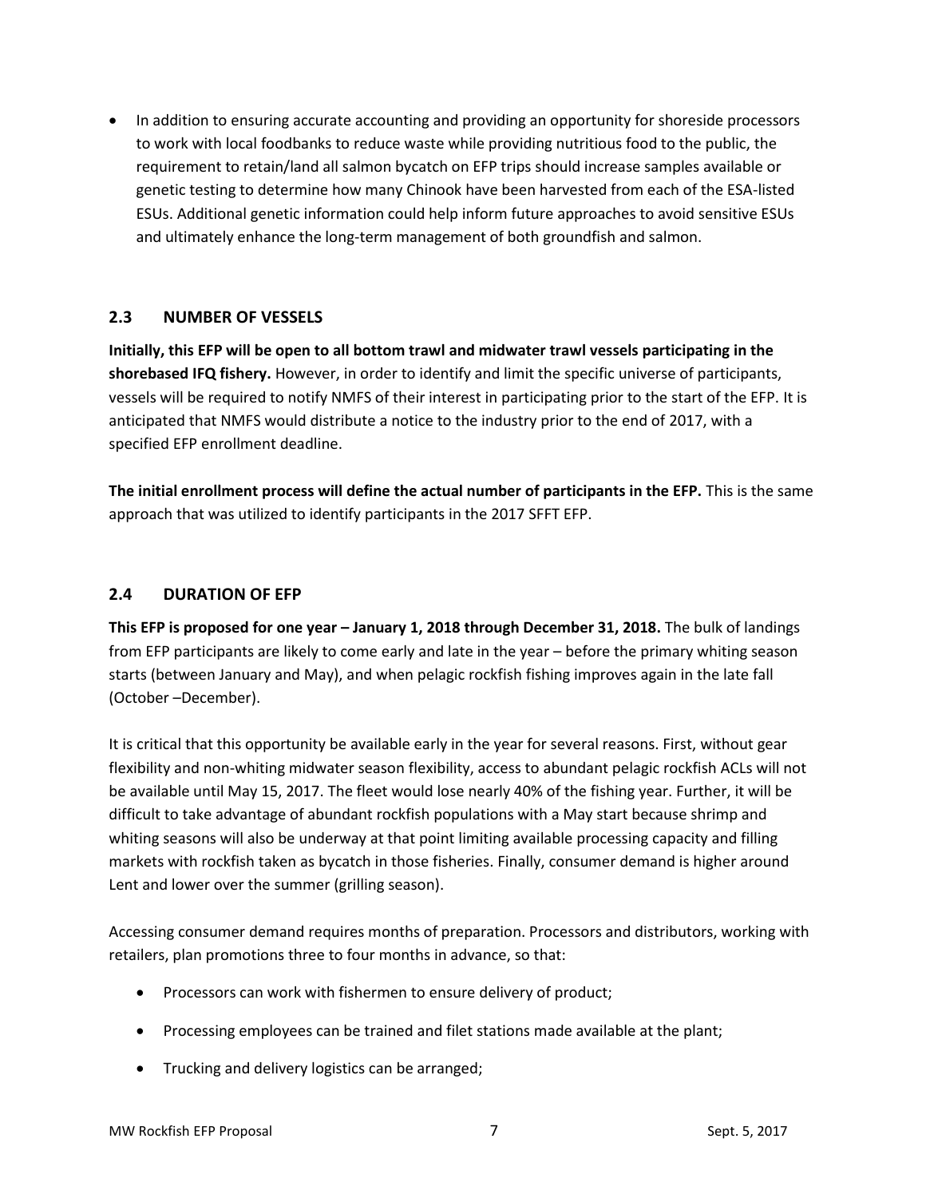- In addition to ensuring accurate accounting and providing an opportunity for shoreside processors to work with local foodbanks to reduce waste while providing nutritious food to the public, the requirement to retain/land all salmon bycatch on EFP trips should increase samples available or genetic testing to determine how many Chinook have been harvested from each of the ESA-listed ESUs. Additional genetic information could help inform future approaches to avoid sensitive ESUs and ultimately enhance the long-term management of both groundfish and salmon.

## 2.3 NUMBER OF VESSELS

**Initially, this EFP will be open to all bottom trawl and midwater trawl vessels participating in the shorebased IFQ fishery.** However, in order to identify and limit the specific universe of participants, vessels will be required to notify NMFS of their interest in participating prior to the start of the EFP. It is anticipated that NMFS would distribute a notice to the industry prior to the end of 2017, with a specified EFP enrollment deadline.

**The initial enrollment process will define the actual number of participants in the EFP.** This is the same approach that was utilized to identify participants in the 2017 SFFT EFP.

## 2.4 DURATION OF EFP

**This EFP is proposed for one year – January 1, 2018 through December 31, 2018.** The bulk of landings from EFP participants are likely to come early and late in the year – before the primary whiting season starts (between January and May), and when pelagic rockfish fishing improves again in the late fall (October –December).

It is critical that this opportunity be available early in the year for several reasons. First, without gear flexibility and non-whiting midwater season flexibility, access to abundant pelagic rockfish ACLs will not be available until May 15, 2017. The fleet would lose nearly 40% of the fishing year. Further, it will be difficult to take advantage of abundant rockfish populations with a May start because shrimp and whiting seasons will also be underway at that point limiting available processing capacity and filling markets with rockfish taken as bycatch in those fisheries. Finally, consumer demand is higher around Lent and lower over the summer (grilling season).

Accessing consumer demand requires months of preparation. Processors and distributors, working with retailers, plan promotions three to four months in advance, so that:

- Processors can work with fishermen to ensure delivery of product;
- Processing employees can be trained and filet stations made available at the plant;
- Trucking and delivery logistics can be arranged;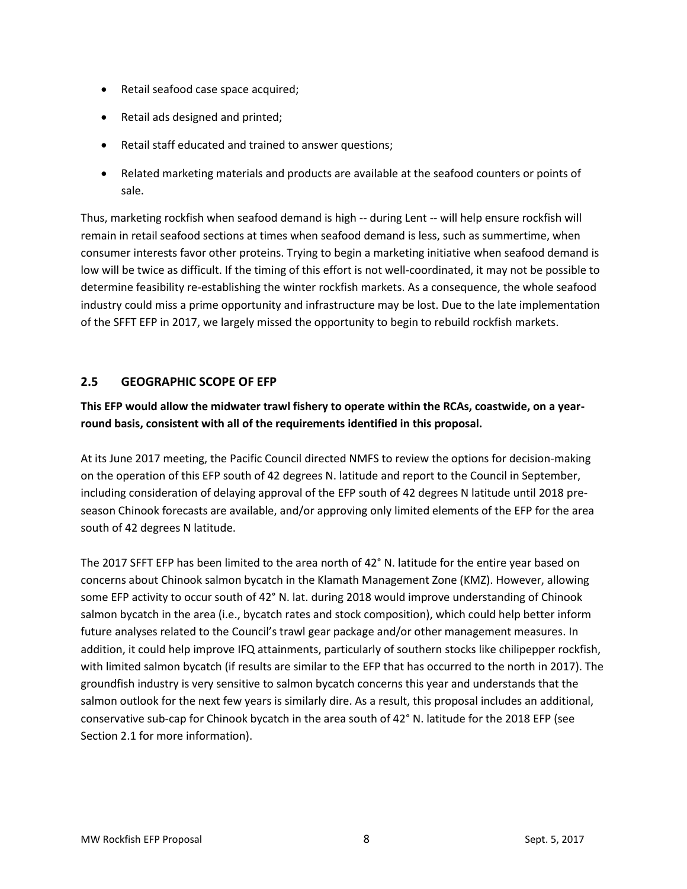- Retail seafood case space acquired;
- Retail ads designed and printed;
- Retail staff educated and trained to answer questions;
- Related marketing materials and products are available at the seafood counters or points of sale.

Thus, marketing rockfish when seafood demand is high -- during Lent -- will help ensure rockfish will remain in retail seafood sections at times when seafood demand is less, such as summertime, when consumer interests favor other proteins. Trying to begin a marketing initiative when seafood demand is low will be twice as difficult. If the timing of this effort is not well-coordinated, it may not be possible to determine feasibility re-establishing the winter rockfish markets. As a consequence, the whole seafood industry could miss a prime opportunity and infrastructure may be lost. Due to the late implementation of the SFFT EFP in 2017, we largely missed the opportunity to begin to rebuild rockfish markets.

## 2.5 GEOGRAPHIC SCOPE OF EFP

**This EFP would allow the midwater trawl fishery to operate within the RCAs, coastwide, on a year-round basis, consistent with all of the requirements identified in this proposal.**

At its June 2017 meeting, the Pacific Council directed NMFS to review the options for decision-making on the operation of this EFP south of 42 degrees N. latitude and report to the Council in September, including consideration of delaying approval of the EFP south of 42 degrees N latitude until 2018 pre-season Chinook forecasts are available, and/or approving only limited elements of the EFP for the area south of 42 degrees N latitude.

The 2017 SFFT EFP has been limited to the area north of 42° N. latitude for the entire year based on concerns about Chinook salmon bycatch in the Klamath Management Zone (KMZ). However, allowing some EFP activity to occur south of 42° N. lat. during 2018 would improve understanding of Chinook salmon bycatch in the area (i.e., bycatch rates and stock composition), which could help better inform future analyses related to the Council's trawl gear package and/or other management measures. In addition, it could help improve IFQ attainments, particularly of southern stocks like chilipepper rockfish, with limited salmon bycatch (if results are similar to the EFP that has occurred to the north in 2017). The groundfish industry is very sensitive to salmon bycatch concerns this year and understands that the salmon outlook for the next few years is similarly dire. As a result, this proposal includes an additional, conservative sub-cap for Chinook bycatch in the area south of 42° N. latitude for the 2018 EFP (see Section 2.1 for more information).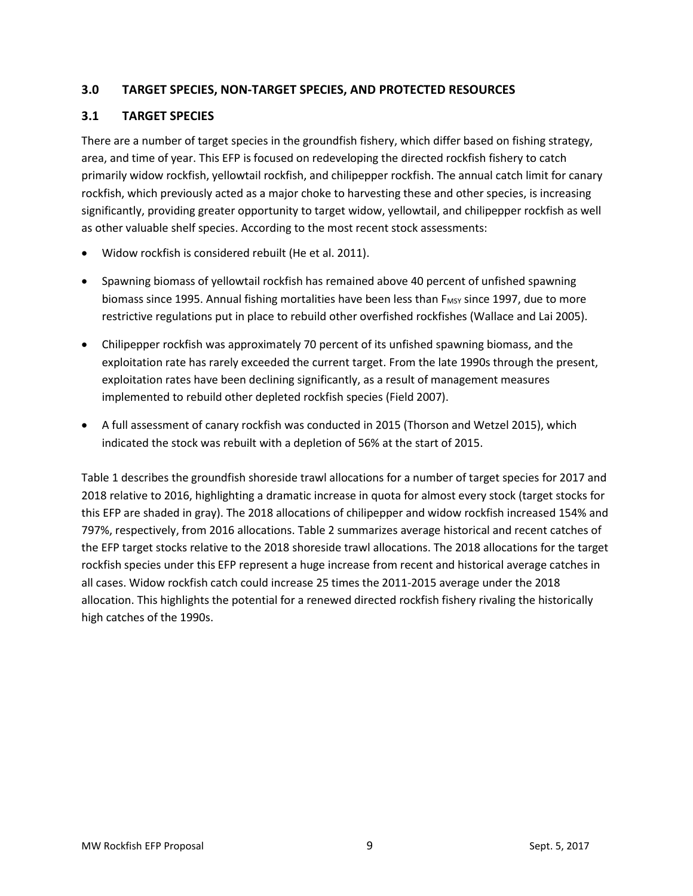## 3.0 TARGET SPECIES, NON-TARGET SPECIES, AND PROTECTED RESOURCES

## 3.1 TARGET SPECIES

There are a number of target species in the groundfish fishery, which differ based on fishing strategy, area, and time of year. This EFP is focused on redeveloping the directed rockfish fishery to catch primarily widow rockfish, yellowtail rockfish, and chilipepper rockfish. The annual catch limit for canary rockfish, which previously acted as a major choke to harvesting these and other species, is increasing significantly, providing greater opportunity to target widow, yellowtail, and chilipepper rockfish as well as other valuable shelf species. According to the most recent stock assessments:

- Widow rockfish is considered rebuilt (He et al. 2011).
- Spawning biomass of yellowtail rockfish has remained above 40 percent of unfished spawning biomass since 1995. Annual fishing mortalities have been less than $F_{MSY}$ since 1997, due to more restrictive regulations put in place to rebuild other overfished rockfishes (Wallace and Lai 2005).
- Chilipepper rockfish was approximately 70 percent of its unfished spawning biomass, and the exploitation rate has rarely exceeded the current target. From the late 1990s through the present, exploitation rates have been declining significantly, as a result of management measures implemented to rebuild other depleted rockfish species (Field 2007).
- A full assessment of canary rockfish was conducted in 2015 (Thorson and Wetzel 2015), which indicated the stock was rebuilt with a depletion of 56% at the start of 2015.

Table 1 describes the groundfish shoreside trawl allocations for a number of target species for 2017 and 2018 relative to 2016, highlighting a dramatic increase in quota for almost every stock (target stocks for this EFP are shaded in gray). The 2018 allocations of chilipepper and widow rockfish increased 154% and 797%, respectively, from 2016 allocations. Table 2 summarizes average historical and recent catches of the EFP target stocks relative to the 2018 shoreside trawl allocations. The 2018 allocations for the target rockfish species under this EFP represent a huge increase from recent and historical average catches in all cases. Widow rockfish catch could increase 25 times the 2011-2015 average under the 2018 allocation. This highlights the potential for a renewed directed rockfish fishery rivaling the historically high catches of the 1990s.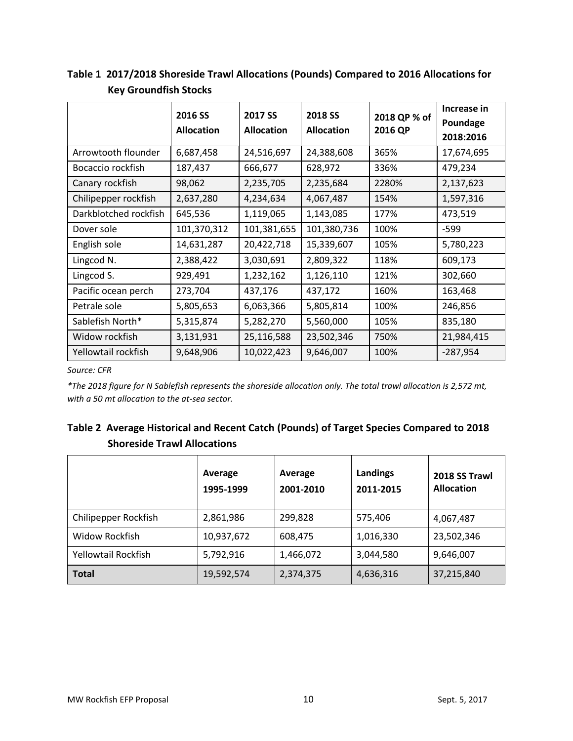**Table 1 2017/2018 Shoreside Trawl Allocations (Pounds) Compared to 2016 Allocations for Key Groundfish Stocks**

| | 2016 SS Allocation | 2017 SS Allocation | 2018 SS Allocation | 2018 QP % of 2016 QP | Increase in Poundage 2018:2016 |
|---|---|---|---|---|---|
| Arrowtooth flounder | 6,687,458 | 24,516,697 | 24,388,608 | 365% | 17,674,695 |
| Bocaccio rockfish | 187,437 | 666,677 | 628,972 | 336% | 479,234 |
| Canary rockfish | 98,062 | 2,235,705 | 2,235,684 | 2280% | 2,137,623 |
| Chilipepper rockfish | 2,637,280 | 4,234,634 | 4,067,487 | 154% | 1,597,316 |
| Darkblotched rockfish | 645,536 | 1,119,065 | 1,143,085 | 177% | 473,519 |
| Dover sole | 101,370,312 | 101,381,655 | 101,380,736 | 100% | -599 |
| English sole | 14,631,287 | 20,422,718 | 15,339,607 | 105% | 5,780,223 |
| Lingcod N. | 2,388,422 | 3,030,691 | 2,809,322 | 118% | 609,173 |
| Lingcod S. | 929,491 | 1,232,162 | 1,126,110 | 121% | 302,660 |
| Pacific ocean perch | 273,704 | 437,176 | 437,172 | 160% | 163,468 |
| Petrale sole | 5,805,653 | 6,063,366 | 5,805,814 | 100% | 246,856 |
| Sablefish North* | 5,315,874 | 5,282,270 | 5,560,000 | 105% | 835,180 |
| Widow rockfish | 3,131,931 | 25,116,588 | 23,502,346 | 750% | 21,984,415 |
| Yellowtail rockfish | 9,648,906 | 10,022,423 | 9,646,007 | 100% | -287,954 |

*Source: CFR*

*\*The 2018 figure for N Sablefish represents the shoreside allocation only. The total trawl allocation is 2,572 mt, with a 50 mt allocation to the at-sea sector.*

**Table 2 Average Historical and Recent Catch (Pounds) of Target Species Compared to 2018 Shoreside Trawl Allocations**

| | Average 1995-1999 | Average 2001-2010 | Landings 2011-2015 | 2018 SS Trawl Allocation |
|---|---|---|---|---|
| Chilipepper Rockfish | 2,861,986 | 299,828 | 575,406 | 4,067,487 |
| Widow Rockfish | 10,937,672 | 608,475 | 1,016,330 | 23,502,346 |
| Yellowtail Rockfish | 5,792,916 | 1,466,072 | 3,044,580 | 9,646,007 |
| **Total** | 19,592,574 | 2,374,375 | 4,636,316 | 37,215,840 |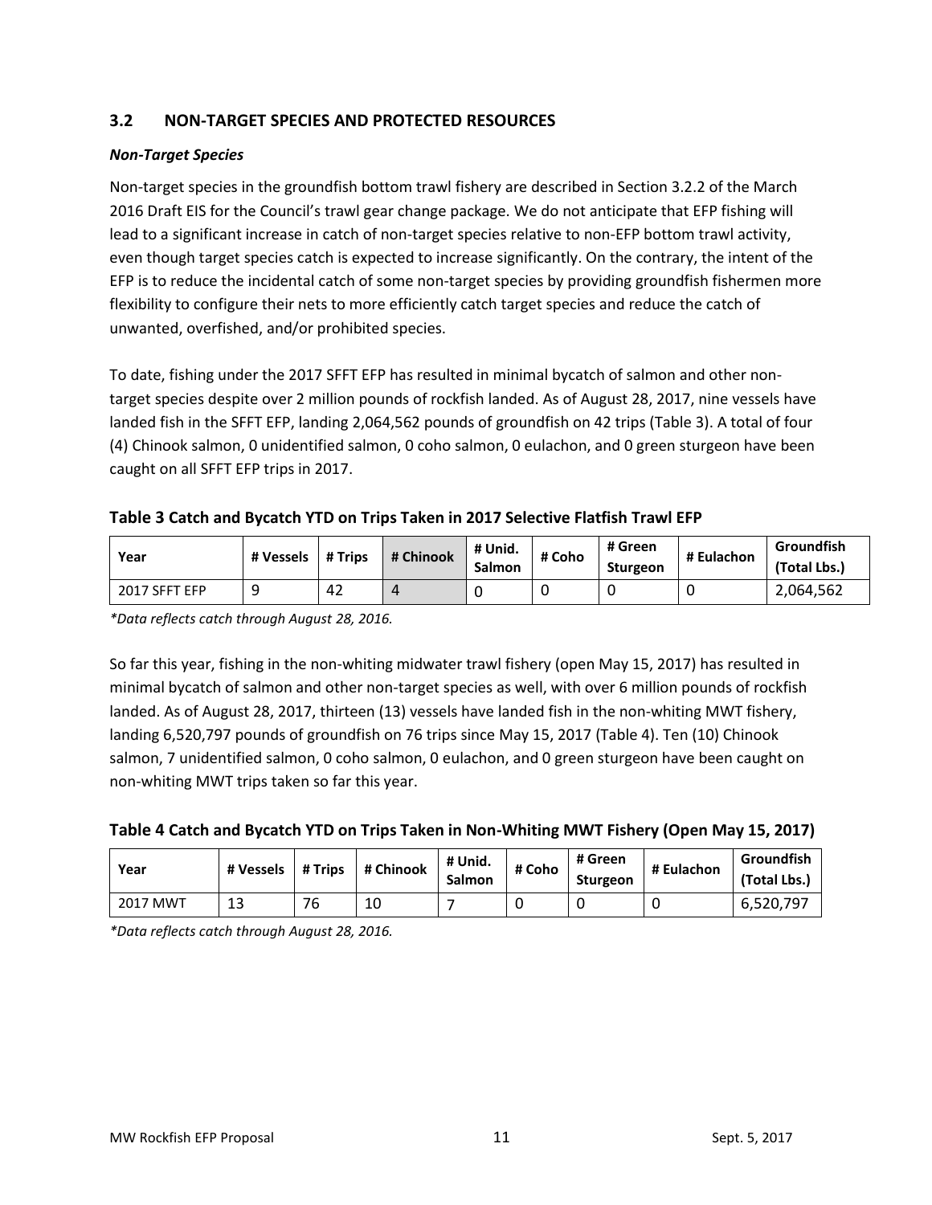## 3.2 NON-TARGET SPECIES AND PROTECTED RESOURCES

### *Non-Target Species*

Non-target species in the groundfish bottom trawl fishery are described in Section 3.2.2 of the March 2016 Draft EIS for the Council's trawl gear change package. We do not anticipate that EFP fishing will lead to a significant increase in catch of non-target species relative to non-EFP bottom trawl activity, even though target species catch is expected to increase significantly. On the contrary, the intent of the EFP is to reduce the incidental catch of some non-target species by providing groundfish fishermen more flexibility to configure their nets to more efficiently catch target species and reduce the catch of unwanted, overfished, and/or prohibited species.

To date, fishing under the 2017 SFFT EFP has resulted in minimal bycatch of salmon and other non-target species despite over 2 million pounds of rockfish landed. As of August 28, 2017, nine vessels have landed fish in the SFFT EFP, landing 2,064,562 pounds of groundfish on 42 trips (Table 3). A total of four (4) Chinook salmon, 0 unidentified salmon, 0 coho salmon, 0 eulachon, and 0 green sturgeon have been caught on all SFFT EFP trips in 2017.

**Table 3 Catch and Bycatch YTD on Trips Taken in 2017 Selective Flatfish Trawl EFP**

| Year | # Vessels | # Trips | # Chinook | # Unid. Salmon | # Coho | # Green Sturgeon | # Eulachon | Groundfish (Total Lbs.) |
|---|---|---|---|---|---|---|---|---|
| 2017 SFFT EFP | 9 | 42 | 4 | 0 | 0 | 0 | 0 | 2,064,562 |

*\*Data reflects catch through August 28, 2016.*

So far this year, fishing in the non-whiting midwater trawl fishery (open May 15, 2017) has resulted in minimal bycatch of salmon and other non-target species as well, with over 6 million pounds of rockfish landed. As of August 28, 2017, thirteen (13) vessels have landed fish in the non-whiting MWT fishery, landing 6,520,797 pounds of groundfish on 76 trips since May 15, 2017 (Table 4). Ten (10) Chinook salmon, 7 unidentified salmon, 0 coho salmon, 0 eulachon, and 0 green sturgeon have been caught on non-whiting MWT trips taken so far this year.

**Table 4 Catch and Bycatch YTD on Trips Taken in Non-Whiting MWT Fishery (Open May 15, 2017)**

| Year | # Vessels | # Trips | # Chinook | # Unid. Salmon | # Coho | # Green Sturgeon | # Eulachon | Groundfish (Total Lbs.) |
|---|---|---|---|---|---|---|---|---|
| 2017 MWT | 13 | 76 | 10 | 7 | 0 | 0 | 0 | 6,520,797 |

*\*Data reflects catch through August 28, 2016.*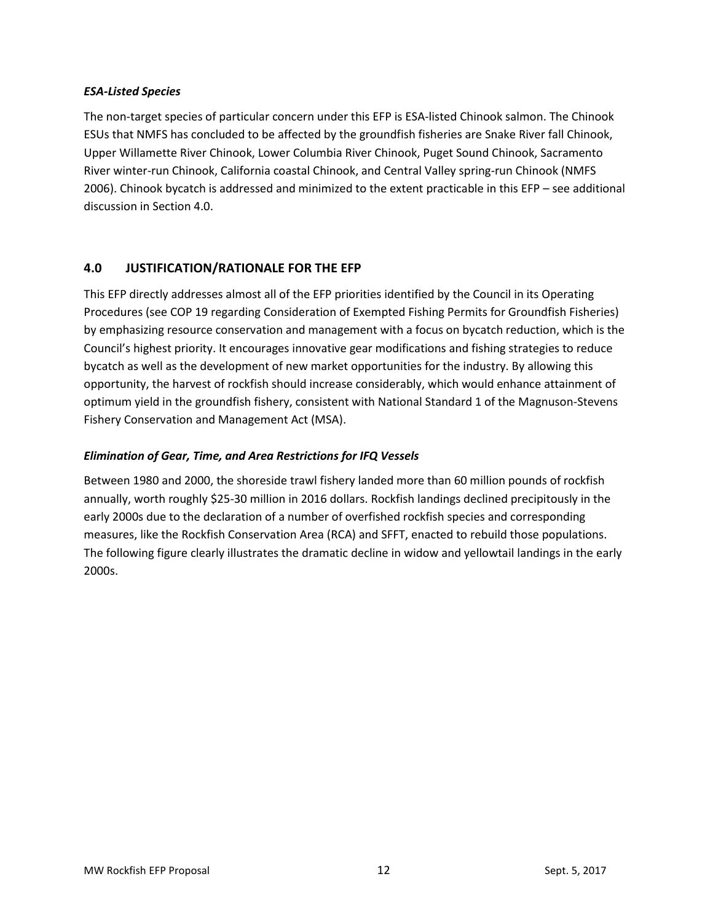*ESA-Listed Species*

The non-target species of particular concern under this EFP is ESA-listed Chinook salmon. The Chinook ESUs that NMFS has concluded to be affected by the groundfish fisheries are Snake River fall Chinook, Upper Willamette River Chinook, Lower Columbia River Chinook, Puget Sound Chinook, Sacramento River winter-run Chinook, California coastal Chinook, and Central Valley spring-run Chinook (NMFS 2006). Chinook bycatch is addressed and minimized to the extent practicable in this EFP – see additional discussion in Section 4.0.

## 4.0 JUSTIFICATION/RATIONALE FOR THE EFP

This EFP directly addresses almost all of the EFP priorities identified by the Council in its Operating Procedures (see COP 19 regarding Consideration of Exempted Fishing Permits for Groundfish Fisheries) by emphasizing resource conservation and management with a focus on bycatch reduction, which is the Council's highest priority. It encourages innovative gear modifications and fishing strategies to reduce bycatch as well as the development of new market opportunities for the industry. By allowing this opportunity, the harvest of rockfish should increase considerably, which would enhance attainment of optimum yield in the groundfish fishery, consistent with National Standard 1 of the Magnuson-Stevens Fishery Conservation and Management Act (MSA).

***Elimination of Gear, Time, and Area Restrictions for IFQ Vessels***

Between 1980 and 2000, the shoreside trawl fishery landed more than 60 million pounds of rockfish annually, worth roughly $25-30 million in 2016 dollars. Rockfish landings declined precipitously in the early 2000s due to the declaration of a number of overfished rockfish species and corresponding measures, like the Rockfish Conservation Area (RCA) and SFFT, enacted to rebuild those populations. The following figure clearly illustrates the dramatic decline in widow and yellowtail landings in the early 2000s.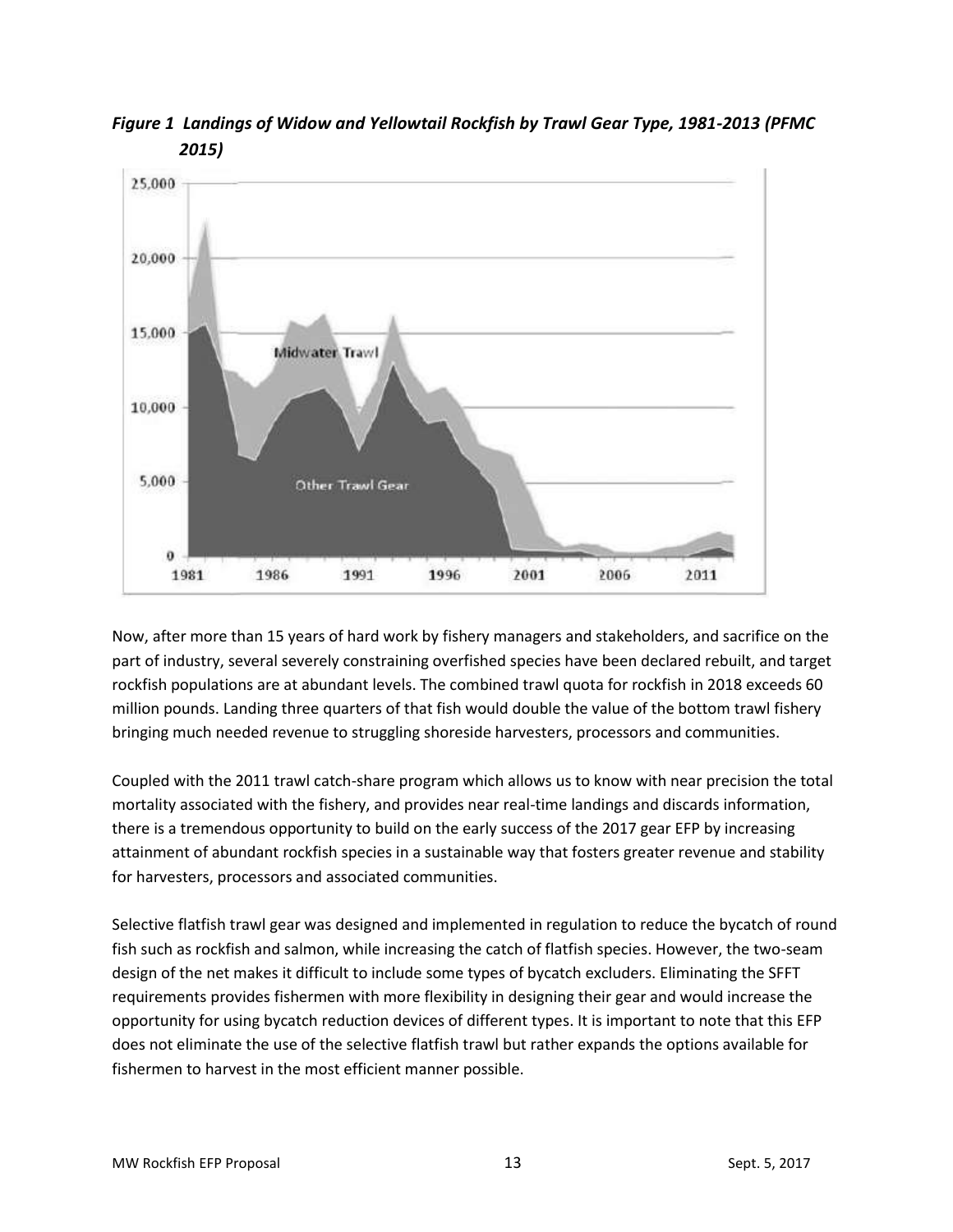***Figure 1 Landings of Widow and Yellowtail Rockfish by Trawl Gear Type, 1981-2013 (PFMC 2015)***

Now, after more than 15 years of hard work by fishery managers and stakeholders, and sacrifice on the part of industry, several severely constraining overfished species have been declared rebuilt, and target rockfish populations are at abundant levels. The combined trawl quota for rockfish in 2018 exceeds 60 million pounds. Landing three quarters of that fish would double the value of the bottom trawl fishery bringing much needed revenue to struggling shoreside harvesters, processors and communities.

Coupled with the 2011 trawl catch-share program which allows us to know with near precision the total mortality associated with the fishery, and provides near real-time landings and discards information, there is a tremendous opportunity to build on the early success of the 2017 gear EFP by increasing attainment of abundant rockfish species in a sustainable way that fosters greater revenue and stability for harvesters, processors and associated communities.

Selective flatfish trawl gear was designed and implemented in regulation to reduce the bycatch of round fish such as rockfish and salmon, while increasing the catch of flatfish species. However, the two-seam design of the net makes it difficult to include some types of bycatch excluders. Eliminating the SFFT requirements provides fishermen with more flexibility in designing their gear and would increase the opportunity for using bycatch reduction devices of different types. It is important to note that this EFP does not eliminate the use of the selective flatfish trawl but rather expands the options available for fishermen to harvest in the most efficient manner possible.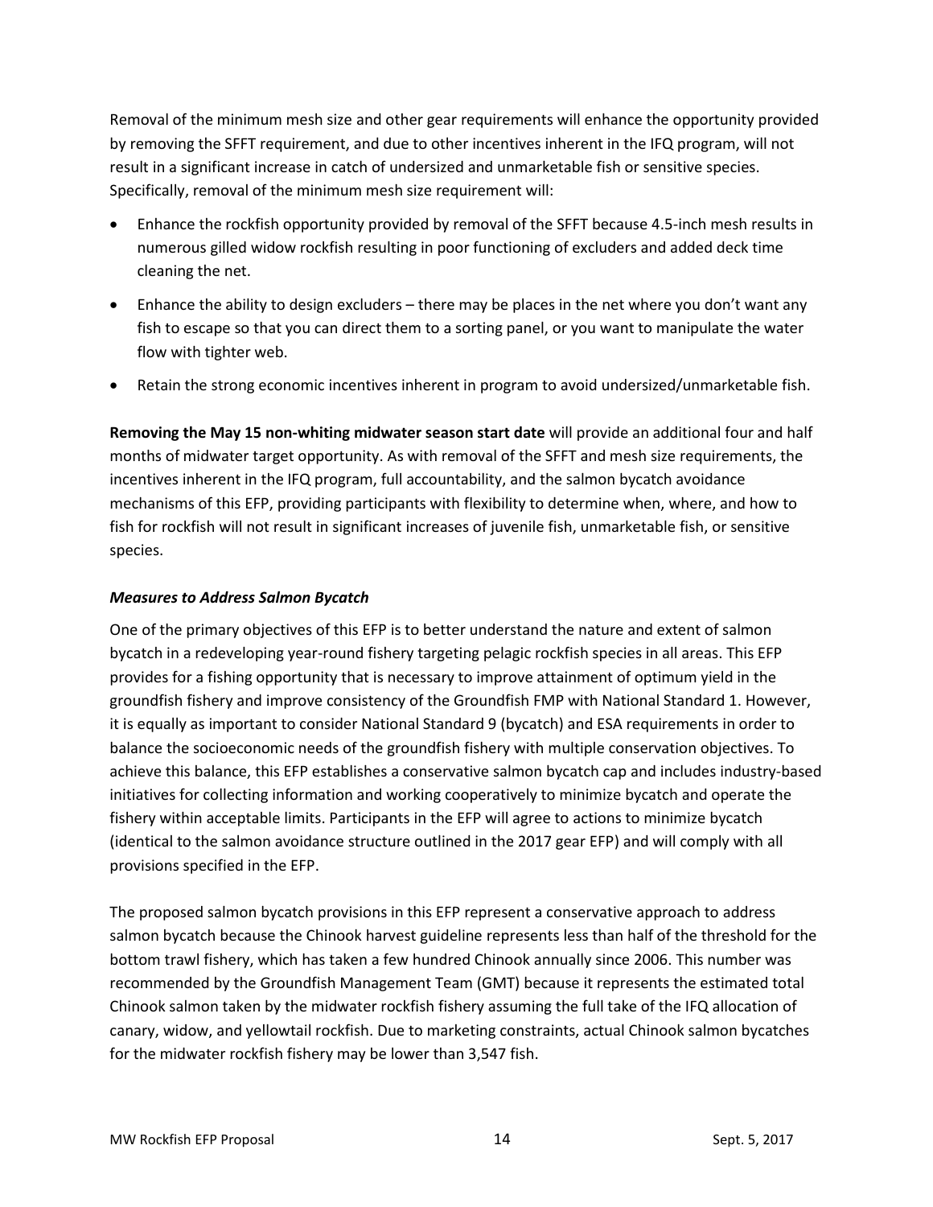Removal of the minimum mesh size and other gear requirements will enhance the opportunity provided by removing the SFFT requirement, and due to other incentives inherent in the IFQ program, will not result in a significant increase in catch of undersized and unmarketable fish or sensitive species. Specifically, removal of the minimum mesh size requirement will:

- Enhance the rockfish opportunity provided by removal of the SFFT because 4.5-inch mesh results in numerous gilled widow rockfish resulting in poor functioning of excluders and added deck time cleaning the net.
- Enhance the ability to design excluders – there may be places in the net where you don't want any fish to escape so that you can direct them to a sorting panel, or you want to manipulate the water flow with tighter web.
- Retain the strong economic incentives inherent in program to avoid undersized/unmarketable fish.

**Removing the May 15 non-whiting midwater season start date** will provide an additional four and half months of midwater target opportunity. As with removal of the SFFT and mesh size requirements, the incentives inherent in the IFQ program, full accountability, and the salmon bycatch avoidance mechanisms of this EFP, providing participants with flexibility to determine when, where, and how to fish for rockfish will not result in significant increases of juvenile fish, unmarketable fish, or sensitive species.

### *Measures to Address Salmon Bycatch*

One of the primary objectives of this EFP is to better understand the nature and extent of salmon bycatch in a redeveloping year-round fishery targeting pelagic rockfish species in all areas. This EFP provides for a fishing opportunity that is necessary to improve attainment of optimum yield in the groundfish fishery and improve consistency of the Groundfish FMP with National Standard 1. However, it is equally as important to consider National Standard 9 (bycatch) and ESA requirements in order to balance the socioeconomic needs of the groundfish fishery with multiple conservation objectives. To achieve this balance, this EFP establishes a conservative salmon bycatch cap and includes industry-based initiatives for collecting information and working cooperatively to minimize bycatch and operate the fishery within acceptable limits. Participants in the EFP will agree to actions to minimize bycatch (identical to the salmon avoidance structure outlined in the 2017 gear EFP) and will comply with all provisions specified in the EFP.

The proposed salmon bycatch provisions in this EFP represent a conservative approach to address salmon bycatch because the Chinook harvest guideline represents less than half of the threshold for the bottom trawl fishery, which has taken a few hundred Chinook annually since 2006. This number was recommended by the Groundfish Management Team (GMT) because it represents the estimated total Chinook salmon taken by the midwater rockfish fishery assuming the full take of the IFQ allocation of canary, widow, and yellowtail rockfish. Due to marketing constraints, actual Chinook salmon bycatches for the midwater rockfish fishery may be lower than 3,547 fish.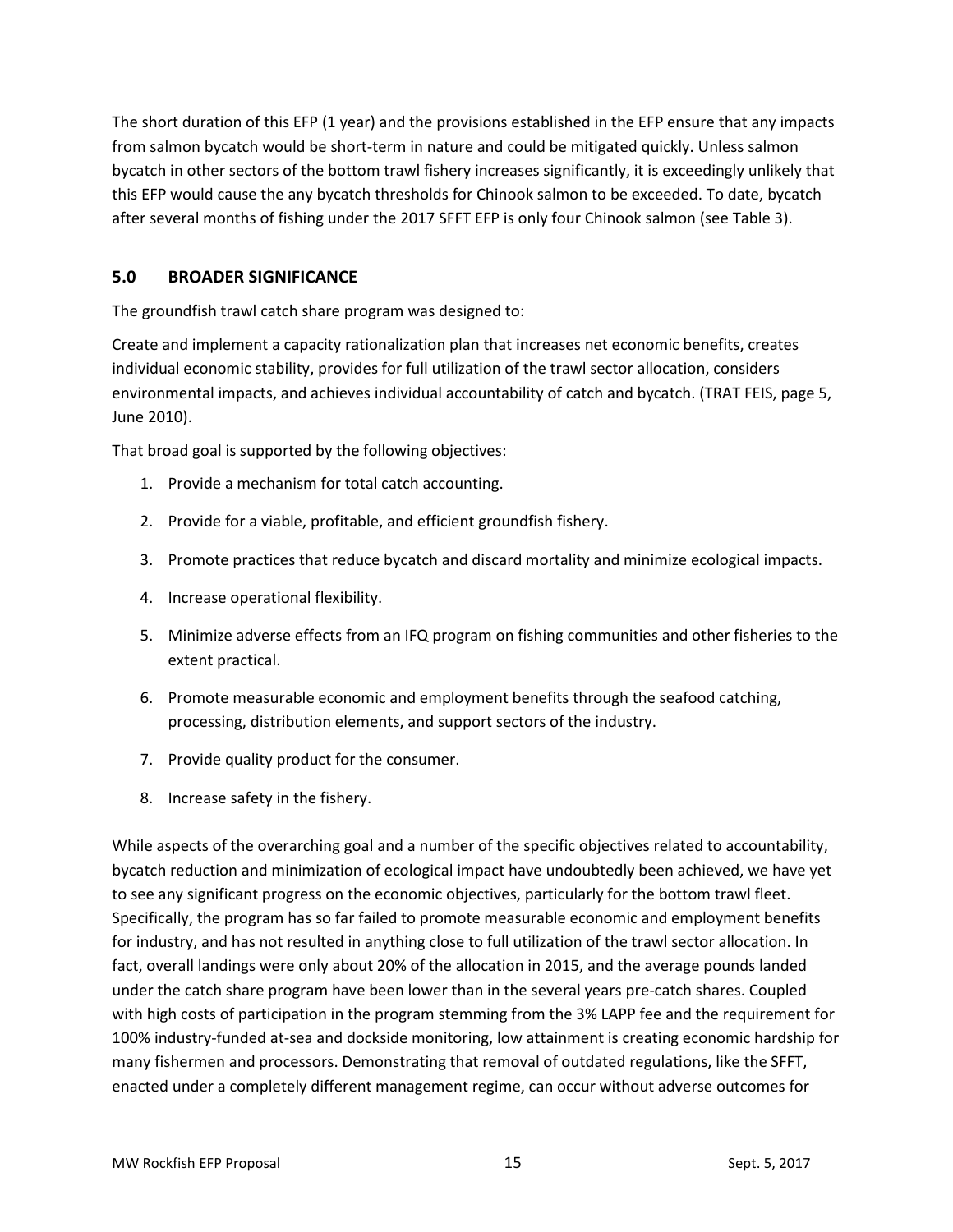The short duration of this EFP (1 year) and the provisions established in the EFP ensure that any impacts from salmon bycatch would be short-term in nature and could be mitigated quickly. Unless salmon bycatch in other sectors of the bottom trawl fishery increases significantly, it is exceedingly unlikely that this EFP would cause the any bycatch thresholds for Chinook salmon to be exceeded. To date, bycatch after several months of fishing under the 2017 SFFT EFP is only four Chinook salmon (see Table 3).

## 5.0 BROADER SIGNIFICANCE

The groundfish trawl catch share program was designed to:

Create and implement a capacity rationalization plan that increases net economic benefits, creates individual economic stability, provides for full utilization of the trawl sector allocation, considers environmental impacts, and achieves individual accountability of catch and bycatch. (TRAT FEIS, page 5, June 2010).

That broad goal is supported by the following objectives:

1. Provide a mechanism for total catch accounting.
2. Provide for a viable, profitable, and efficient groundfish fishery.
3. Promote practices that reduce bycatch and discard mortality and minimize ecological impacts.
4. Increase operational flexibility.
5. Minimize adverse effects from an IFQ program on fishing communities and other fisheries to the extent practical.
6. Promote measurable economic and employment benefits through the seafood catching, processing, distribution elements, and support sectors of the industry.
7. Provide quality product for the consumer.
8. Increase safety in the fishery.

While aspects of the overarching goal and a number of the specific objectives related to accountability, bycatch reduction and minimization of ecological impact have undoubtedly been achieved, we have yet to see any significant progress on the economic objectives, particularly for the bottom trawl fleet. Specifically, the program has so far failed to promote measurable economic and employment benefits for industry, and has not resulted in anything close to full utilization of the trawl sector allocation. In fact, overall landings were only about 20% of the allocation in 2015, and the average pounds landed under the catch share program have been lower than in the several years pre-catch shares. Coupled with high costs of participation in the program stemming from the 3% LAPP fee and the requirement for 100% industry-funded at-sea and dockside monitoring, low attainment is creating economic hardship for many fishermen and processors. Demonstrating that removal of outdated regulations, like the SFFT, enacted under a completely different management regime, can occur without adverse outcomes for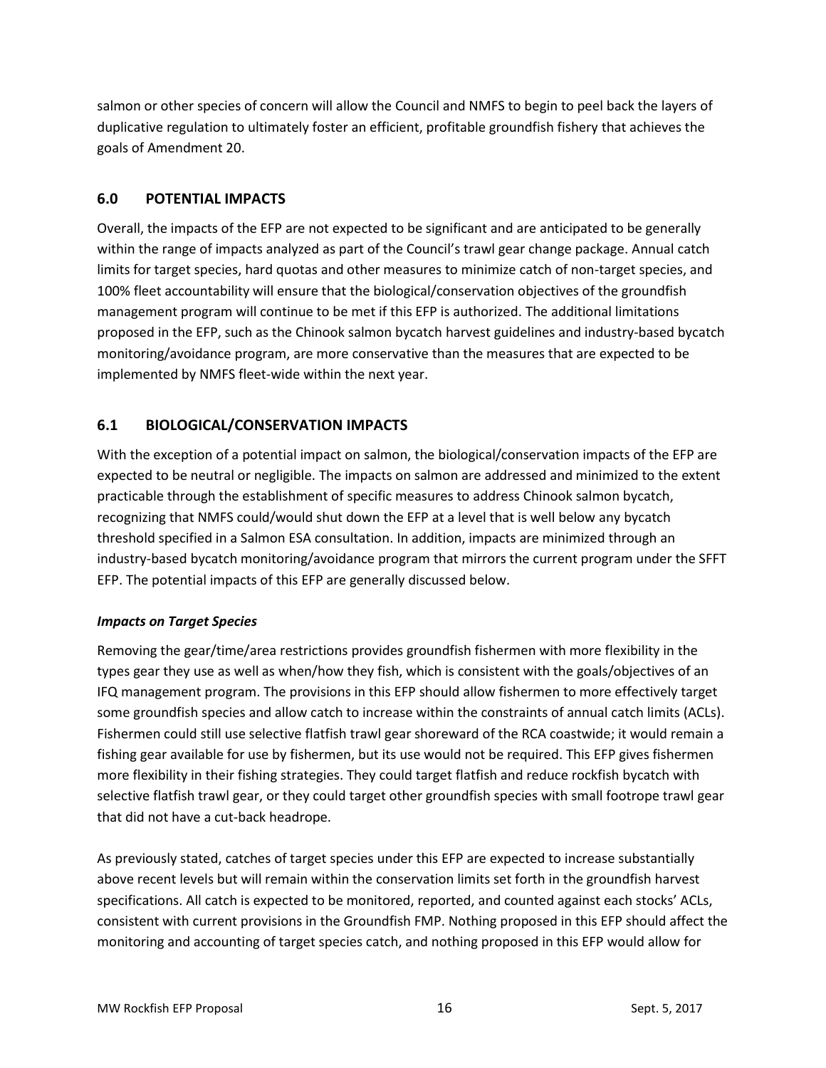salmon or other species of concern will allow the Council and NMFS to begin to peel back the layers of duplicative regulation to ultimately foster an efficient, profitable groundfish fishery that achieves the goals of Amendment 20.

## 6.0 POTENTIAL IMPACTS

Overall, the impacts of the EFP are not expected to be significant and are anticipated to be generally within the range of impacts analyzed as part of the Council's trawl gear change package. Annual catch limits for target species, hard quotas and other measures to minimize catch of non-target species, and 100% fleet accountability will ensure that the biological/conservation objectives of the groundfish management program will continue to be met if this EFP is authorized. The additional limitations proposed in the EFP, such as the Chinook salmon bycatch harvest guidelines and industry-based bycatch monitoring/avoidance program, are more conservative than the measures that are expected to be implemented by NMFS fleet-wide within the next year.

## 6.1 BIOLOGICAL/CONSERVATION IMPACTS

With the exception of a potential impact on salmon, the biological/conservation impacts of the EFP are expected to be neutral or negligible. The impacts on salmon are addressed and minimized to the extent practicable through the establishment of specific measures to address Chinook salmon bycatch, recognizing that NMFS could/would shut down the EFP at a level that is well below any bycatch threshold specified in a Salmon ESA consultation. In addition, impacts are minimized through an industry-based bycatch monitoring/avoidance program that mirrors the current program under the SFFT EFP. The potential impacts of this EFP are generally discussed below.

***Impacts on Target Species***

Removing the gear/time/area restrictions provides groundfish fishermen with more flexibility in the types gear they use as well as when/how they fish, which is consistent with the goals/objectives of an IFQ management program. The provisions in this EFP should allow fishermen to more effectively target some groundfish species and allow catch to increase within the constraints of annual catch limits (ACLs). Fishermen could still use selective flatfish trawl gear shoreward of the RCA coastwide; it would remain a fishing gear available for use by fishermen, but its use would not be required. This EFP gives fishermen more flexibility in their fishing strategies. They could target flatfish and reduce rockfish bycatch with selective flatfish trawl gear, or they could target other groundfish species with small footrope trawl gear that did not have a cut-back headrope.

As previously stated, catches of target species under this EFP are expected to increase substantially above recent levels but will remain within the conservation limits set forth in the groundfish harvest specifications. All catch is expected to be monitored, reported, and counted against each stocks' ACLs, consistent with current provisions in the Groundfish FMP. Nothing proposed in this EFP should affect the monitoring and accounting of target species catch, and nothing proposed in this EFP would allow for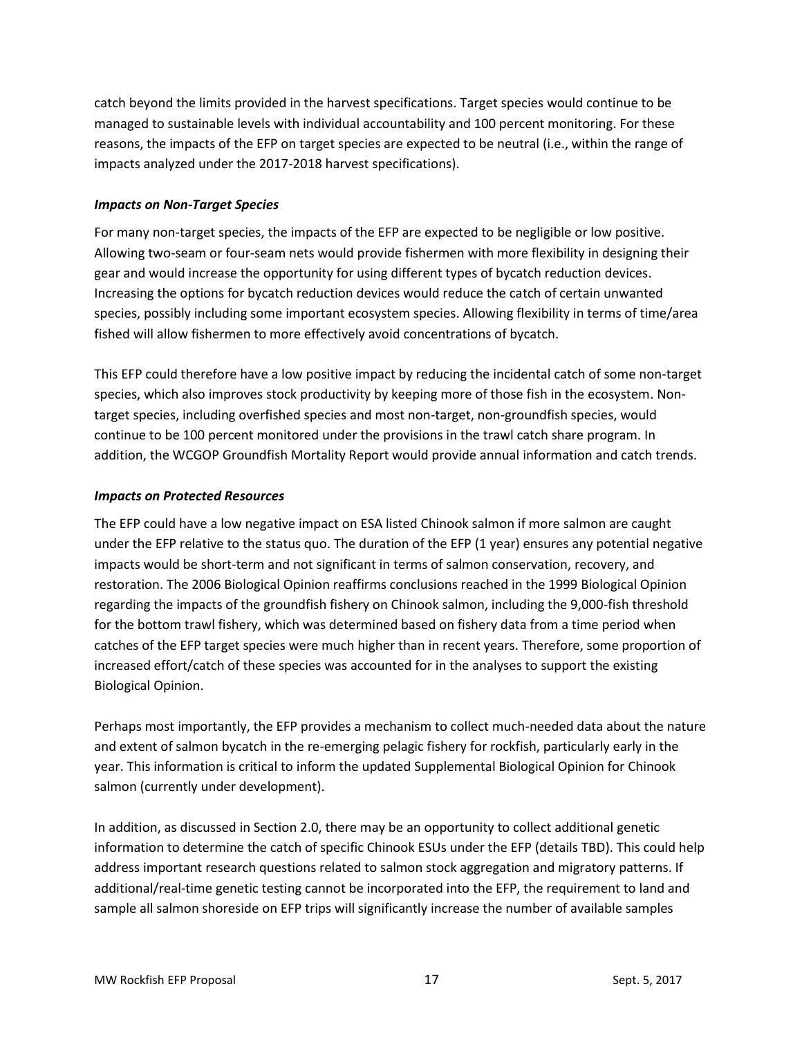catch beyond the limits provided in the harvest specifications. Target species would continue to be managed to sustainable levels with individual accountability and 100 percent monitoring. For these reasons, the impacts of the EFP on target species are expected to be neutral (i.e., within the range of impacts analyzed under the 2017-2018 harvest specifications).

***Impacts on Non-Target Species***

For many non-target species, the impacts of the EFP are expected to be negligible or low positive. Allowing two-seam or four-seam nets would provide fishermen with more flexibility in designing their gear and would increase the opportunity for using different types of bycatch reduction devices. Increasing the options for bycatch reduction devices would reduce the catch of certain unwanted species, possibly including some important ecosystem species. Allowing flexibility in terms of time/area fished will allow fishermen to more effectively avoid concentrations of bycatch.

This EFP could therefore have a low positive impact by reducing the incidental catch of some non-target species, which also improves stock productivity by keeping more of those fish in the ecosystem. Non-target species, including overfished species and most non-target, non-groundfish species, would continue to be 100 percent monitored under the provisions in the trawl catch share program. In addition, the WCGOP Groundfish Mortality Report would provide annual information and catch trends.

***Impacts on Protected Resources***

The EFP could have a low negative impact on ESA listed Chinook salmon if more salmon are caught under the EFP relative to the status quo. The duration of the EFP (1 year) ensures any potential negative impacts would be short-term and not significant in terms of salmon conservation, recovery, and restoration. The 2006 Biological Opinion reaffirms conclusions reached in the 1999 Biological Opinion regarding the impacts of the groundfish fishery on Chinook salmon, including the 9,000-fish threshold for the bottom trawl fishery, which was determined based on fishery data from a time period when catches of the EFP target species were much higher than in recent years. Therefore, some proportion of increased effort/catch of these species was accounted for in the analyses to support the existing Biological Opinion.

Perhaps most importantly, the EFP provides a mechanism to collect much-needed data about the nature and extent of salmon bycatch in the re-emerging pelagic fishery for rockfish, particularly early in the year. This information is critical to inform the updated Supplemental Biological Opinion for Chinook salmon (currently under development).

In addition, as discussed in Section 2.0, there may be an opportunity to collect additional genetic information to determine the catch of specific Chinook ESUs under the EFP (details TBD). This could help address important research questions related to salmon stock aggregation and migratory patterns. If additional/real-time genetic testing cannot be incorporated into the EFP, the requirement to land and sample all salmon shoreside on EFP trips will significantly increase the number of available samples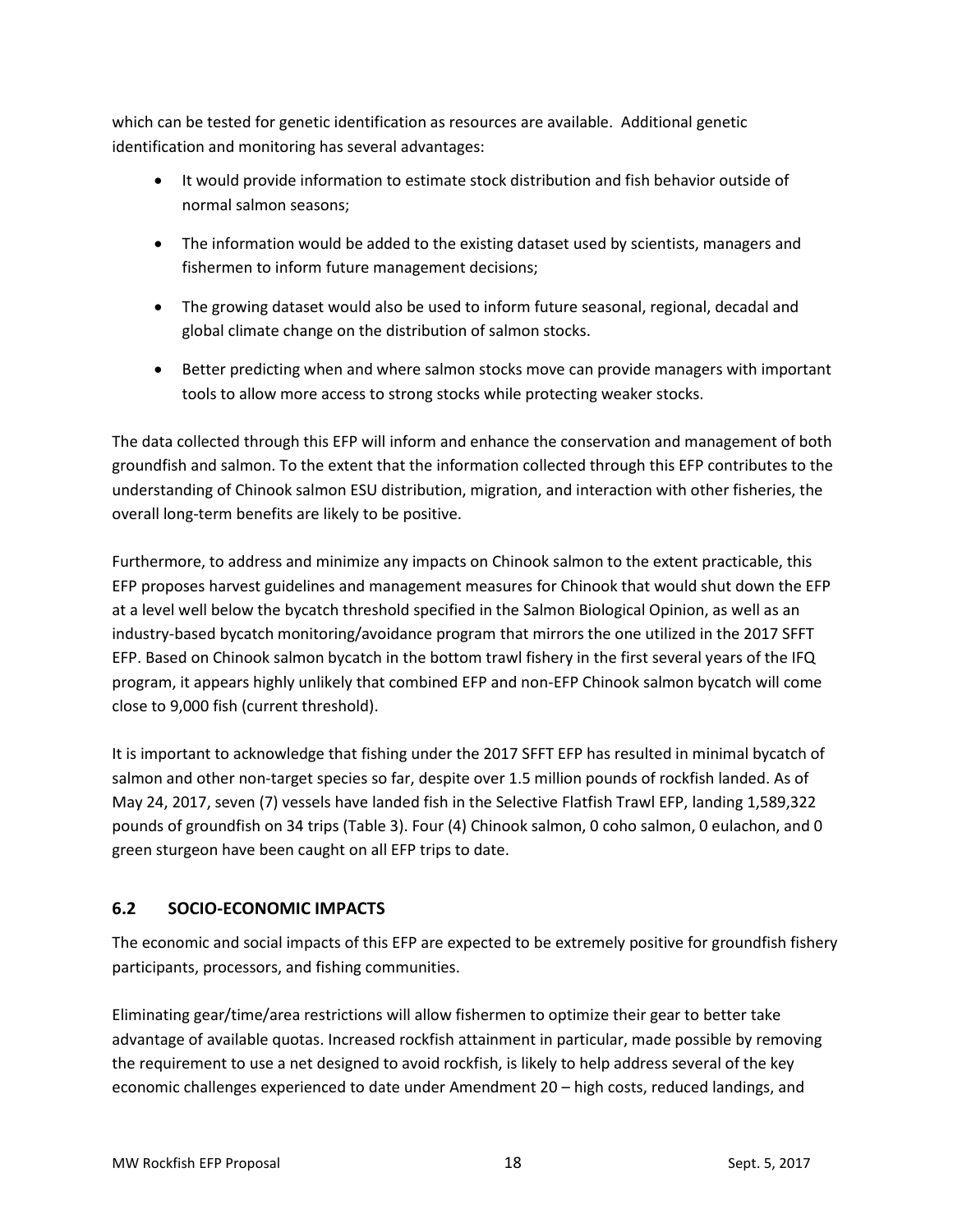which can be tested for genetic identification as resources are available. Additional genetic identification and monitoring has several advantages:

- It would provide information to estimate stock distribution and fish behavior outside of normal salmon seasons;
- The information would be added to the existing dataset used by scientists, managers and fishermen to inform future management decisions;
- The growing dataset would also be used to inform future seasonal, regional, decadal and global climate change on the distribution of salmon stocks.
- Better predicting when and where salmon stocks move can provide managers with important tools to allow more access to strong stocks while protecting weaker stocks.

The data collected through this EFP will inform and enhance the conservation and management of both groundfish and salmon. To the extent that the information collected through this EFP contributes to the understanding of Chinook salmon ESU distribution, migration, and interaction with other fisheries, the overall long-term benefits are likely to be positive.

Furthermore, to address and minimize any impacts on Chinook salmon to the extent practicable, this EFP proposes harvest guidelines and management measures for Chinook that would shut down the EFP at a level well below the bycatch threshold specified in the Salmon Biological Opinion, as well as an industry-based bycatch monitoring/avoidance program that mirrors the one utilized in the 2017 SFFT EFP. Based on Chinook salmon bycatch in the bottom trawl fishery in the first several years of the IFQ program, it appears highly unlikely that combined EFP and non-EFP Chinook salmon bycatch will come close to 9,000 fish (current threshold).

It is important to acknowledge that fishing under the 2017 SFFT EFP has resulted in minimal bycatch of salmon and other non-target species so far, despite over 1.5 million pounds of rockfish landed. As of May 24, 2017, seven (7) vessels have landed fish in the Selective Flatfish Trawl EFP, landing 1,589,322 pounds of groundfish on 34 trips (Table 3). Four (4) Chinook salmon, 0 coho salmon, 0 eulachon, and 0 green sturgeon have been caught on all EFP trips to date.

## 6.2 SOCIO-ECONOMIC IMPACTS

The economic and social impacts of this EFP are expected to be extremely positive for groundfish fishery participants, processors, and fishing communities.

Eliminating gear/time/area restrictions will allow fishermen to optimize their gear to better take advantage of available quotas. Increased rockfish attainment in particular, made possible by removing the requirement to use a net designed to avoid rockfish, is likely to help address several of the key economic challenges experienced to date under Amendment 20 – high costs, reduced landings, and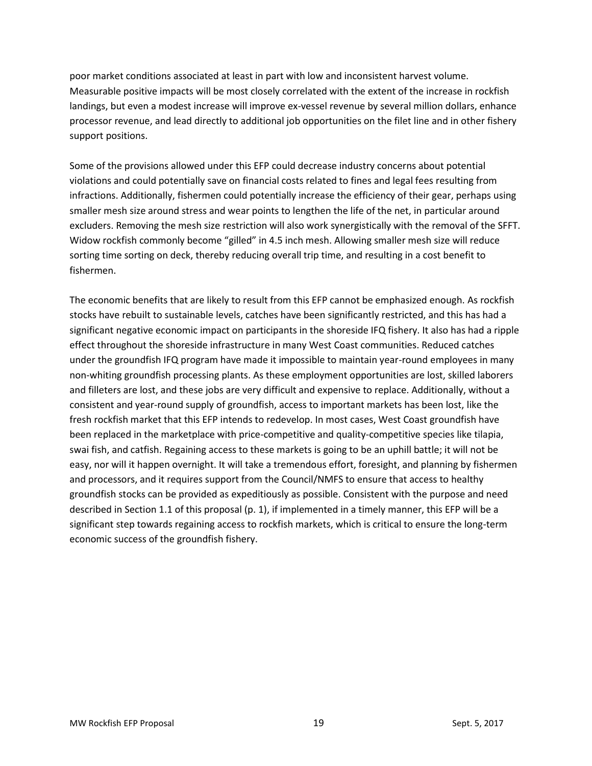poor market conditions associated at least in part with low and inconsistent harvest volume. Measurable positive impacts will be most closely correlated with the extent of the increase in rockfish landings, but even a modest increase will improve ex-vessel revenue by several million dollars, enhance processor revenue, and lead directly to additional job opportunities on the filet line and in other fishery support positions.

Some of the provisions allowed under this EFP could decrease industry concerns about potential violations and could potentially save on financial costs related to fines and legal fees resulting from infractions. Additionally, fishermen could potentially increase the efficiency of their gear, perhaps using smaller mesh size around stress and wear points to lengthen the life of the net, in particular around excluders. Removing the mesh size restriction will also work synergistically with the removal of the SFFT. Widow rockfish commonly become "gilled" in 4.5 inch mesh. Allowing smaller mesh size will reduce sorting time sorting on deck, thereby reducing overall trip time, and resulting in a cost benefit to fishermen.

The economic benefits that are likely to result from this EFP cannot be emphasized enough. As rockfish stocks have rebuilt to sustainable levels, catches have been significantly restricted, and this has had a significant negative economic impact on participants in the shoreside IFQ fishery. It also has had a ripple effect throughout the shoreside infrastructure in many West Coast communities. Reduced catches under the groundfish IFQ program have made it impossible to maintain year-round employees in many non-whiting groundfish processing plants. As these employment opportunities are lost, skilled laborers and filleters are lost, and these jobs are very difficult and expensive to replace. Additionally, without a consistent and year-round supply of groundfish, access to important markets has been lost, like the fresh rockfish market that this EFP intends to redevelop. In most cases, West Coast groundfish have been replaced in the marketplace with price-competitive and quality-competitive species like tilapia, swai fish, and catfish. Regaining access to these markets is going to be an uphill battle; it will not be easy, nor will it happen overnight. It will take a tremendous effort, foresight, and planning by fishermen and processors, and it requires support from the Council/NMFS to ensure that access to healthy groundfish stocks can be provided as expeditiously as possible. Consistent with the purpose and need described in Section 1.1 of this proposal (p. 1), if implemented in a timely manner, this EFP will be a significant step towards regaining access to rockfish markets, which is critical to ensure the long-term economic success of the groundfish fishery.